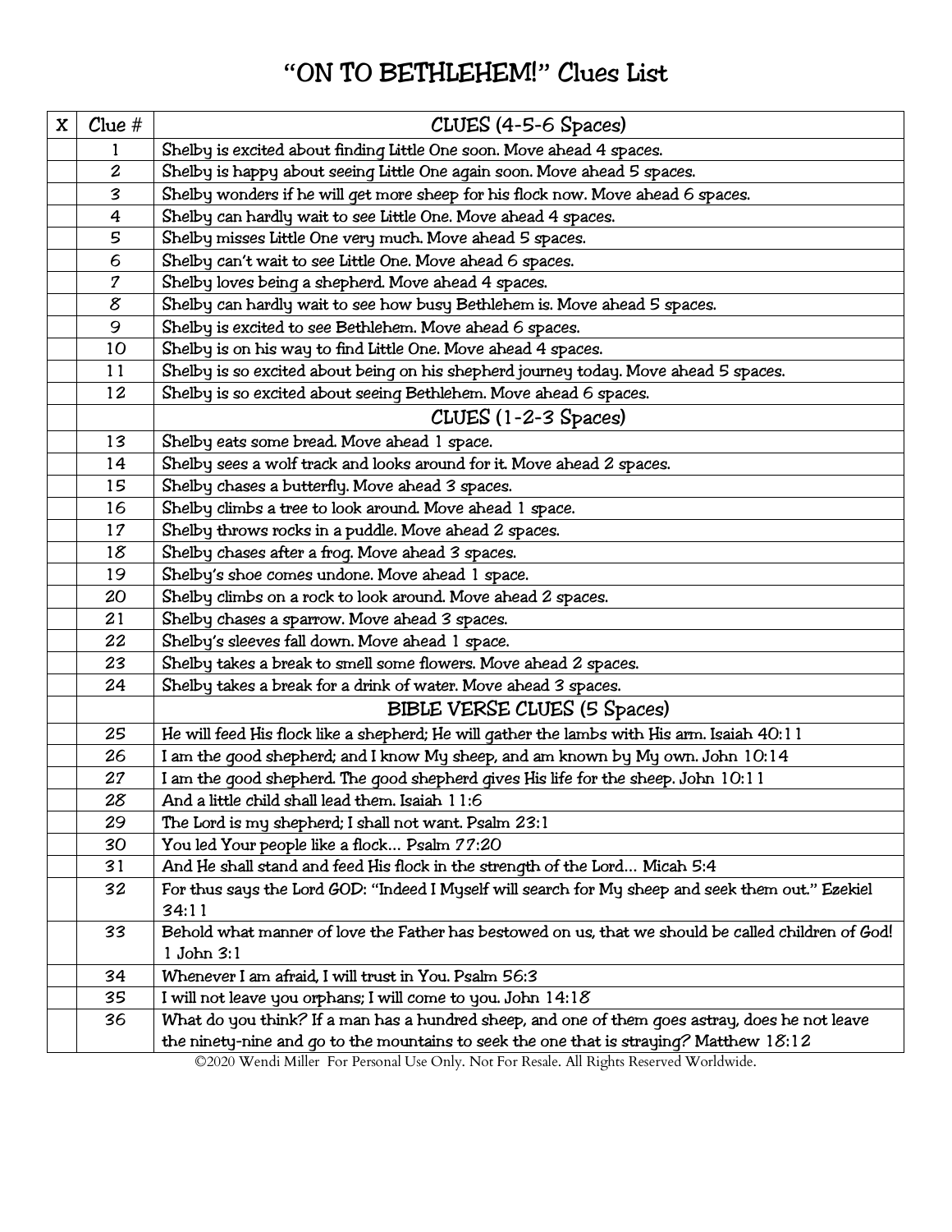# "ON TO BETHLEHEM!" Clues List

| X | Clue # | CLUES (4-5-6 Spaces) |
|---|---|---|
| | 1 | Shelby is excited about finding Little One soon. Move ahead 4 spaces. |
| | 2 | Shelby is happy about seeing Little One again soon. Move ahead 5 spaces. |
| | 3 | Shelby wonders if he will get more sheep for his flock now. Move ahead 6 spaces. |
| | 4 | Shelby can hardly wait to see Little One. Move ahead 4 spaces. |
| | 5 | Shelby misses Little One very much. Move ahead 5 spaces. |
| | 6 | Shelby can't wait to see Little One. Move ahead 6 spaces. |
| | 7 | Shelby loves being a shepherd. Move ahead 4 spaces. |
| | 8 | Shelby can hardly wait to see how busy Bethlehem is. Move ahead 5 spaces. |
| | 9 | Shelby is excited to see Bethlehem. Move ahead 6 spaces. |
| | 10 | Shelby is on his way to find Little One. Move ahead 4 spaces. |
| | 11 | Shelby is so excited about being on his shepherd journey today. Move ahead 5 spaces. |
| | 12 | Shelby is so excited about seeing Bethlehem. Move ahead 6 spaces. |
| | | CLUES (1-2-3 Spaces) |
| | 13 | Shelby eats some bread. Move ahead 1 space. |
| | 14 | Shelby sees a wolf track and looks around for it. Move ahead 2 spaces. |
| | 15 | Shelby chases a butterfly. Move ahead 3 spaces. |
| | 16 | Shelby climbs a tree to look around. Move ahead 1 space. |
| | 17 | Shelby throws rocks in a puddle. Move ahead 2 spaces. |
| | 18 | Shelby chases after a frog. Move ahead 3 spaces. |
| | 19 | Shelby's shoe comes undone. Move ahead 1 space. |
| | 20 | Shelby climbs on a rock to look around. Move ahead 2 spaces. |
| | 21 | Shelby chases a sparrow. Move ahead 3 spaces. |
| | 22 | Shelby's sleeves fall down. Move ahead 1 space. |
| | 23 | Shelby takes a break to smell some flowers. Move ahead 2 spaces. |
| | 24 | Shelby takes a break for a drink of water. Move ahead 3 spaces. |
| | | BIBLE VERSE CLUES (5 Spaces) |
| | 25 | He will feed His flock like a shepherd; He will gather the lambs with His arm. Isaiah 40:11 |
| | 26 | I am the good shepherd; and I know My sheep, and am known by My own. John 10:14 |
| | 27 | I am the good shepherd. The good shepherd gives His life for the sheep. John 10:11 |
| | 28 | And a little child shall lead them. Isaiah 11:6 |
| | 29 | The Lord is my shepherd; I shall not want. Psalm 23:1 |
| | 30 | You led Your people like a flock… Psalm 77:20 |
| | 31 | And He shall stand and feed His flock in the strength of the Lord… Micah 5:4 |
| | 32 | For thus says the Lord GOD: "Indeed I Myself will search for My sheep and seek them out." Ezekiel 34:11 |
| | 33 | Behold what manner of love the Father has bestowed on us, that we should be called children of God! 1 John 3:1 |
| | 34 | Whenever I am afraid, I will trust in You. Psalm 56:3 |
| | 35 | I will not leave you orphans; I will come to you. John 14:18 |
| | 36 | What do you think? If a man has a hundred sheep, and one of them goes astray, does he not leave the ninety-nine and go to the mountains to seek the one that is straying? Matthew 18:12 |

©2020 Wendi Miller For Personal Use Only. Not For Resale. All Rights Reserved Worldwide.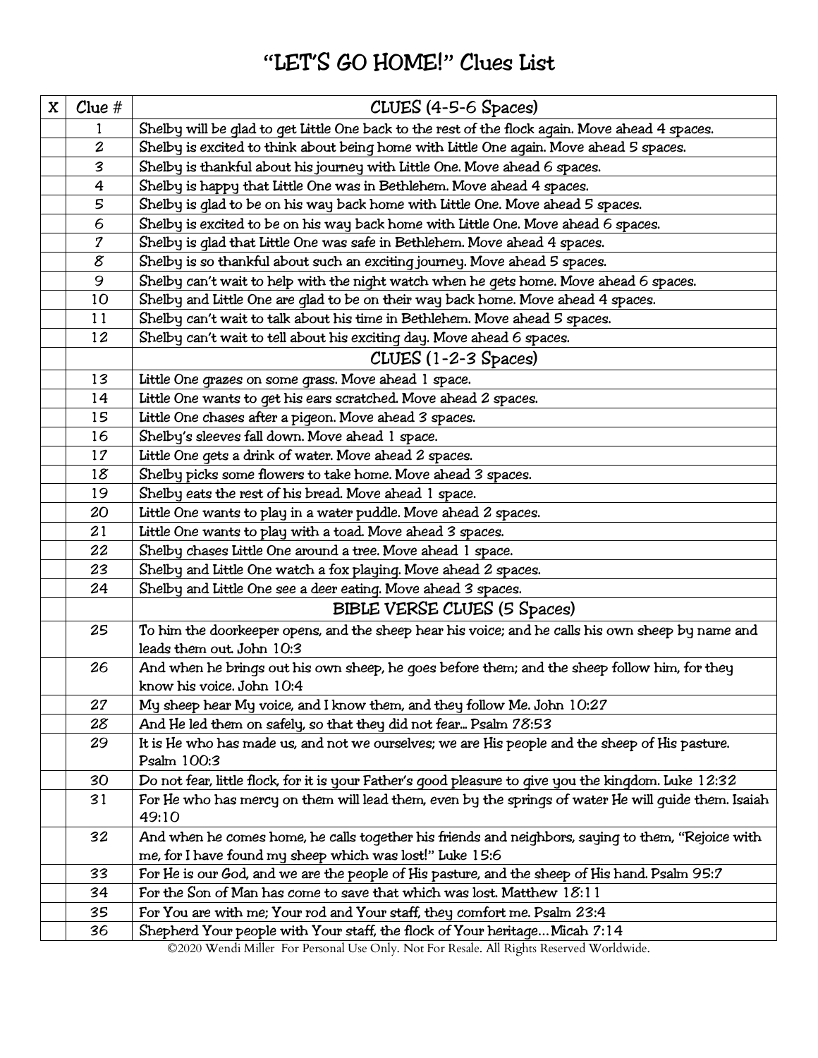# "LET'S GO HOME!" Clues List

| X | Clue # | CLUES (4-5-6 Spaces) |
|---|---|---|
| | 1 | Shelby will be glad to get Little One back to the rest of the flock again. Move ahead 4 spaces. |
| | 2 | Shelby is excited to think about being home with Little One again. Move ahead 5 spaces. |
| | 3 | Shelby is thankful about his journey with Little One. Move ahead 6 spaces. |
| | 4 | Shelby is happy that Little One was in Bethlehem. Move ahead 4 spaces. |
| | 5 | Shelby is glad to be on his way back home with Little One. Move ahead 5 spaces. |
| | 6 | Shelby is excited to be on his way back home with Little One. Move ahead 6 spaces. |
| | 7 | Shelby is glad that Little One was safe in Bethlehem. Move ahead 4 spaces. |
| | 8 | Shelby is so thankful about such an exciting journey. Move ahead 5 spaces. |
| | 9 | Shelby can't wait to help with the night watch when he gets home. Move ahead 6 spaces. |
| | 10 | Shelby and Little One are glad to be on their way back home. Move ahead 4 spaces. |
| | 11 | Shelby can't wait to talk about his time in Bethlehem. Move ahead 5 spaces. |
| | 12 | Shelby can't wait to tell about his exciting day. Move ahead 6 spaces. |
| | | CLUES (1-2-3 Spaces) |
| | 13 | Little One grazes on some grass. Move ahead 1 space. |
| | 14 | Little One wants to get his ears scratched. Move ahead 2 spaces. |
| | 15 | Little One chases after a pigeon. Move ahead 3 spaces. |
| | 16 | Shelby's sleeves fall down. Move ahead 1 space. |
| | 17 | Little One gets a drink of water. Move ahead 2 spaces. |
| | 18 | Shelby picks some flowers to take home. Move ahead 3 spaces. |
| | 19 | Shelby eats the rest of his bread. Move ahead 1 space. |
| | 20 | Little One wants to play in a water puddle. Move ahead 2 spaces. |
| | 21 | Little One wants to play with a toad. Move ahead 3 spaces. |
| | 22 | Shelby chases Little One around a tree. Move ahead 1 space. |
| | 23 | Shelby and Little One watch a fox playing. Move ahead 2 spaces. |
| | 24 | Shelby and Little One see a deer eating. Move ahead 3 spaces. |
| | | BIBLE VERSE CLUES (5 Spaces) |
| | 25 | To him the doorkeeper opens, and the sheep hear his voice; and he calls his own sheep by name and leads them out. John 10:3 |
| | 26 | And when he brings out his own sheep, he goes before them; and the sheep follow him, for they know his voice. John 10:4 |
| | 27 | My sheep hear My voice, and I know them, and they follow Me. John 10:27 |
| | 28 | And He led them on safely, so that they did not fear... Psalm 78:53 |
| | 29 | It is He who has made us, and not we ourselves; we are His people and the sheep of His pasture. Psalm 100:3 |
| | 30 | Do not fear, little flock, for it is your Father's good pleasure to give you the kingdom. Luke 12:32 |
| | 31 | For He who has mercy on them will lead them, even by the springs of water He will guide them. Isaiah 49:10 |
| | 32 | And when he comes home, he calls together his friends and neighbors, saying to them, "Rejoice with me, for I have found my sheep which was lost!" Luke 15:6 |
| | 33 | For He is our God, and we are the people of His pasture, and the sheep of His hand. Psalm 95:7 |
| | 34 | For the Son of Man has come to save that which was lost. Matthew 18:11 |
| | 35 | For You are with me; Your rod and Your staff, they comfort me. Psalm 23:4 |
| | 36 | Shepherd Your people with Your staff, the flock of Your heritage... Micah 7:14 |

©2020 Wendi Miller For Personal Use Only. Not For Resale. All Rights Reserved Worldwide.